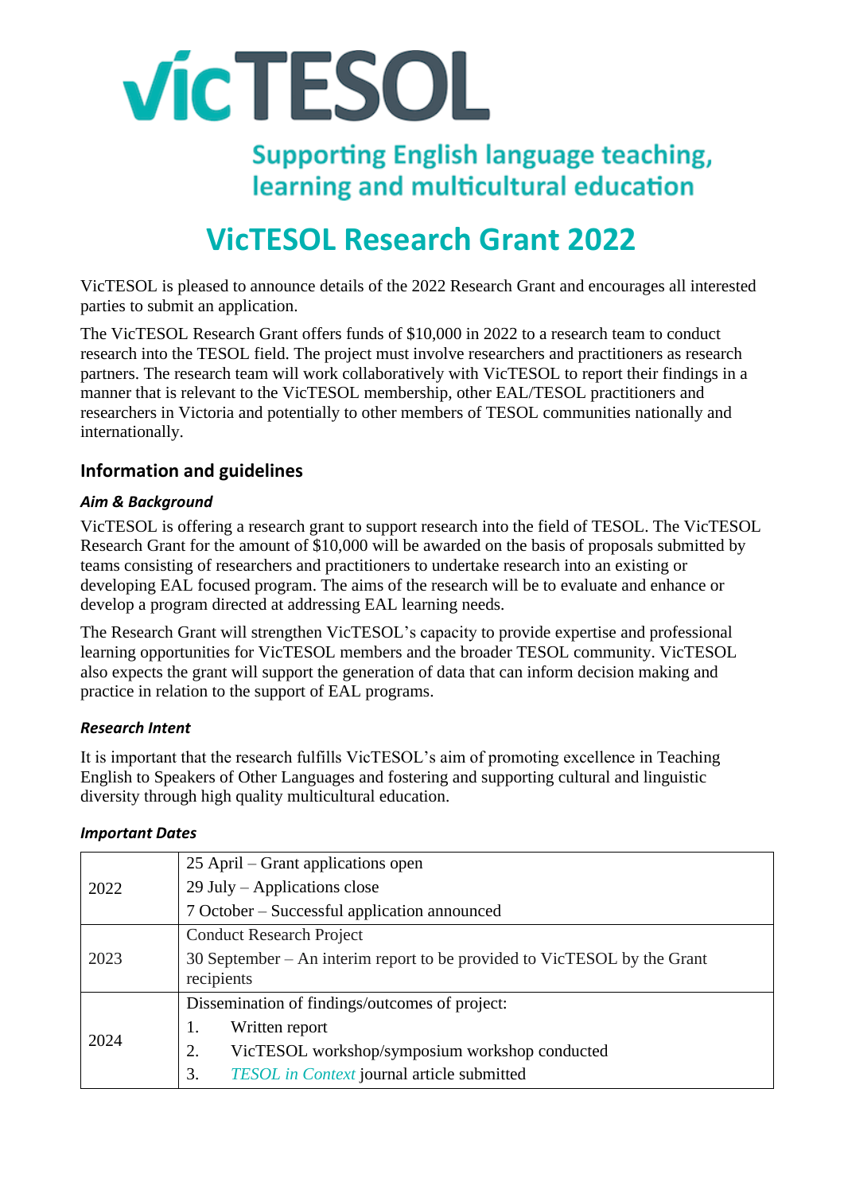# vicTESOL

Supporting English language teaching, learning and multicultural education

# VicTESOL Research Grant 2022

VicTESOL is pleased to announce details of the 2022 Research Grant and encourages all interested parties to submit an application.

The VicTESOL Research Grant offers funds of $10,000 in 2022 to a research team to conduct research into the TESOL field. The project must involve researchers and practitioners as research partners. The research team will work collaboratively with VicTESOL to report their findings in a manner that is relevant to the VicTESOL membership, other EAL/TESOL practitioners and researchers in Victoria and potentially to other members of TESOL communities nationally and internationally.

## Information and guidelines

### *Aim & Background*

VicTESOL is offering a research grant to support research into the field of TESOL. The VicTESOL Research Grant for the amount of $10,000 will be awarded on the basis of proposals submitted by teams consisting of researchers and practitioners to undertake research into an existing or developing EAL focused program. The aims of the research will be to evaluate and enhance or develop a program directed at addressing EAL learning needs.

The Research Grant will strengthen VicTESOL's capacity to provide expertise and professional learning opportunities for VicTESOL members and the broader TESOL community. VicTESOL also expects the grant will support the generation of data that can inform decision making and practice in relation to the support of EAL programs.

### *Research Intent*

It is important that the research fulfills VicTESOL's aim of promoting excellence in Teaching English to Speakers of Other Languages and fostering and supporting cultural and linguistic diversity through high quality multicultural education.

### *Important Dates*

| | |
|---|---|
| 2022 | 25 April – Grant applications open<br>29 July – Applications close<br>7 October – Successful application announced |
| 2023 | Conduct Research Project<br>30 September – An interim report to be provided to VicTESOL by the Grant recipients |
| 2024 | Dissemination of findings/outcomes of project:<br>1. Written report<br>2. VicTESOL workshop/symposium workshop conducted<br>3. *TESOL in Context* journal article submitted |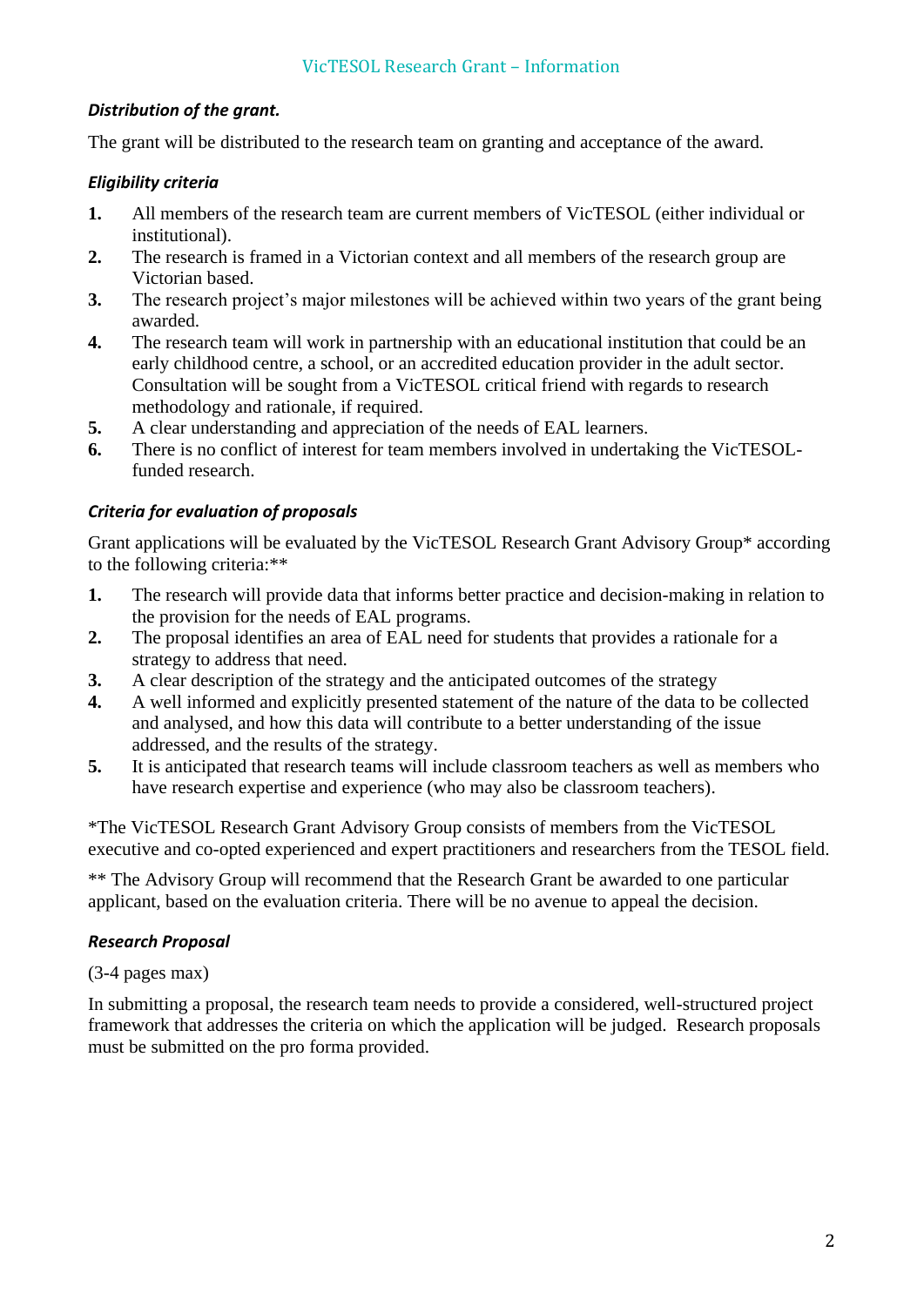### *Distribution of the grant.*

The grant will be distributed to the research team on granting and acceptance of the award.

### *Eligibility criteria*

1. All members of the research team are current members of VicTESOL (either individual or institutional).
2. The research is framed in a Victorian context and all members of the research group are Victorian based.
3. The research project's major milestones will be achieved within two years of the grant being awarded.
4. The research team will work in partnership with an educational institution that could be an early childhood centre, a school, or an accredited education provider in the adult sector. Consultation will be sought from a VicTESOL critical friend with regards to research methodology and rationale, if required.
5. A clear understanding and appreciation of the needs of EAL learners.
6. There is no conflict of interest for team members involved in undertaking the VicTESOL-funded research.

### *Criteria for evaluation of proposals*

Grant applications will be evaluated by the VicTESOL Research Grant Advisory Group* according to the following criteria:**

1. The research will provide data that informs better practice and decision-making in relation to the provision for the needs of EAL programs.
2. The proposal identifies an area of EAL need for students that provides a rationale for a strategy to address that need.
3. A clear description of the strategy and the anticipated outcomes of the strategy
4. A well informed and explicitly presented statement of the nature of the data to be collected and analysed, and how this data will contribute to a better understanding of the issue addressed, and the results of the strategy.
5. It is anticipated that research teams will include classroom teachers as well as members who have research expertise and experience (who may also be classroom teachers).

*The VicTESOL Research Grant Advisory Group consists of members from the VicTESOL executive and co-opted experienced and expert practitioners and researchers from the TESOL field.

** The Advisory Group will recommend that the Research Grant be awarded to one particular applicant, based on the evaluation criteria. There will be no avenue to appeal the decision.

### *Research Proposal*

(3-4 pages max)

In submitting a proposal, the research team needs to provide a considered, well-structured project framework that addresses the criteria on which the application will be judged. Research proposals must be submitted on the pro forma provided.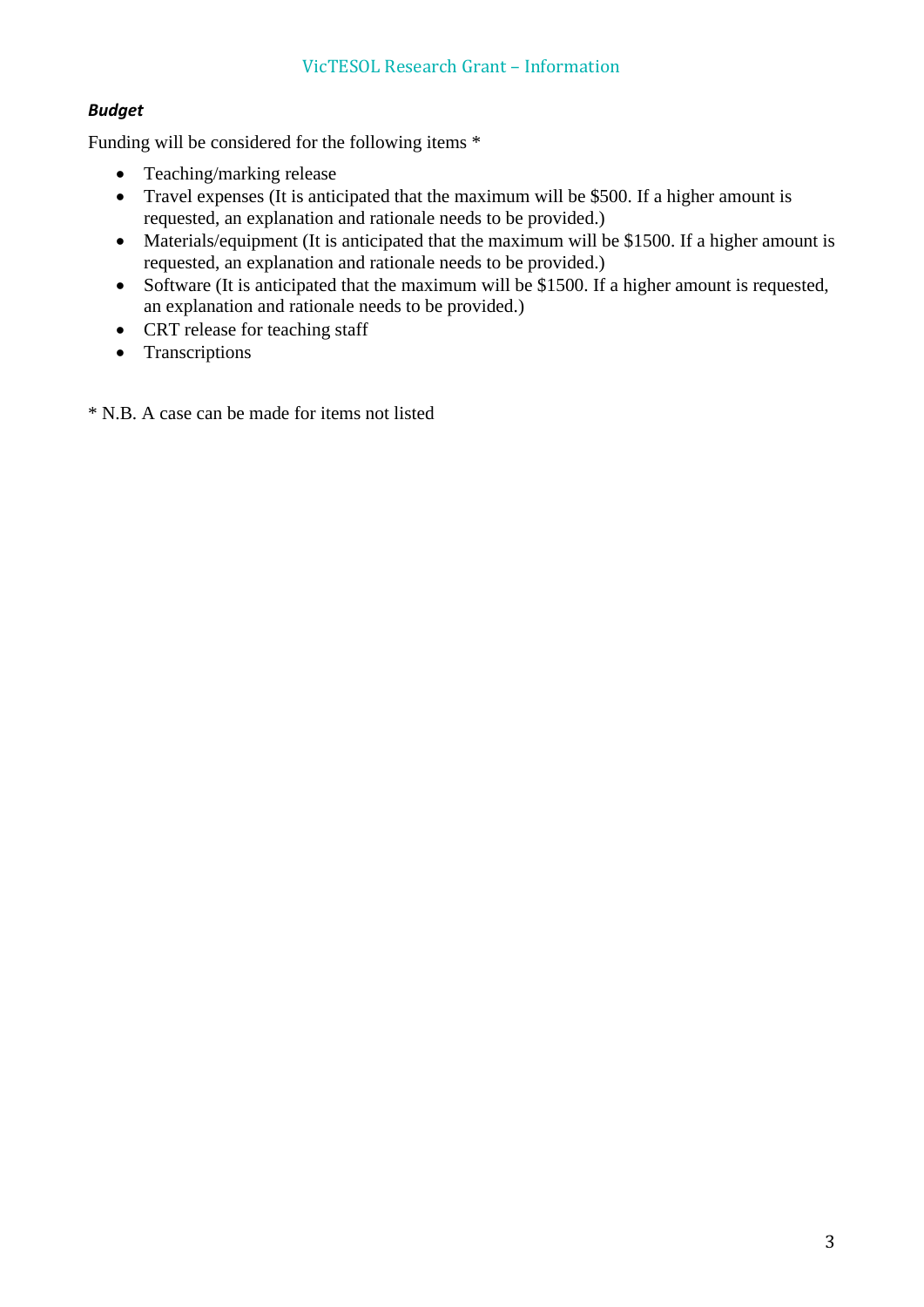***Budget***

Funding will be considered for the following items *

- Teaching/marking release
- Travel expenses (It is anticipated that the maximum will be $500. If a higher amount is requested, an explanation and rationale needs to be provided.)
- Materials/equipment (It is anticipated that the maximum will be $1500. If a higher amount is requested, an explanation and rationale needs to be provided.)
- Software (It is anticipated that the maximum will be $1500. If a higher amount is requested, an explanation and rationale needs to be provided.)
- CRT release for teaching staff
- Transcriptions

* N.B. A case can be made for items not listed